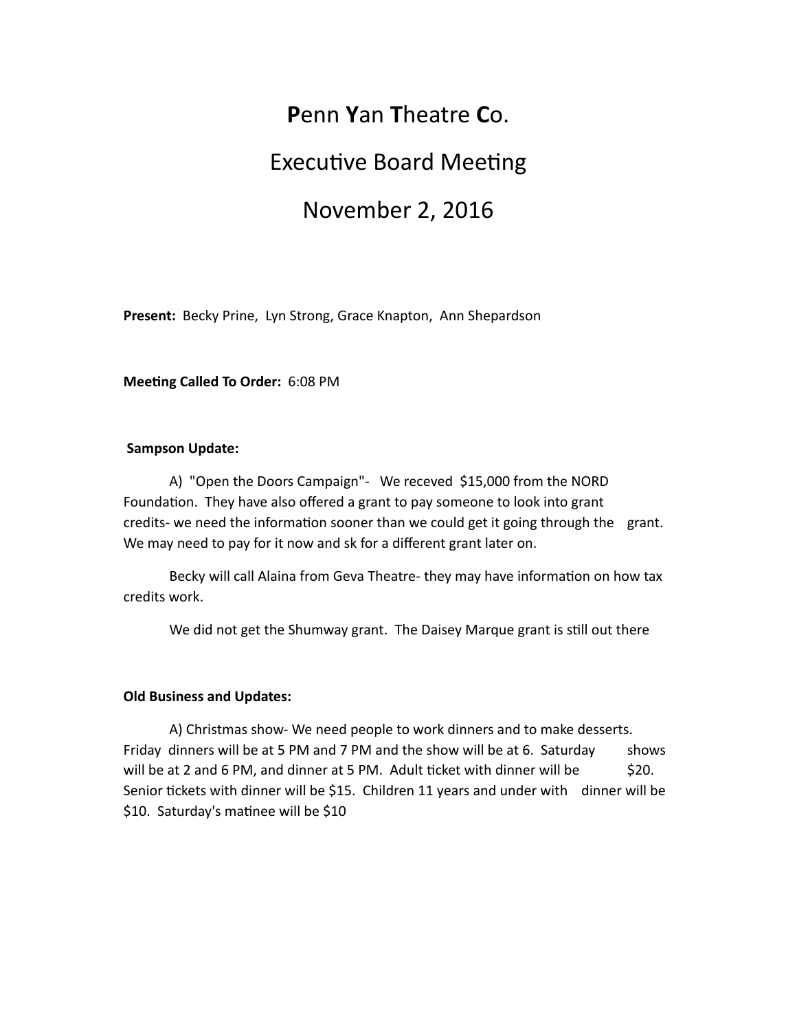# **P**enn **Y**an **T**heatre **C**o.

## Executive Board Meeting

## November 2, 2016

**Present:** Becky Prine, Lyn Strong, Grace Knapton, Ann Shepardson

**Meeting Called To Order:** 6:08 PM

**Sampson Update:**

A) "Open the Doors Campaign"- We receved $15,000 from the NORD Foundation. They have also offered a grant to pay someone to look into grant credits- we need the information sooner than we could get it going through the grant. We may need to pay for it now and sk for a different grant later on.

Becky will call Alaina from Geva Theatre- they may have information on how tax credits work.

We did not get the Shumway grant. The Daisey Marque grant is still out there

**Old Business and Updates:**

A) Christmas show- We need people to work dinners and to make desserts. Friday dinners will be at 5 PM and 7 PM and the show will be at 6. Saturday shows will be at 2 and 6 PM, and dinner at 5 PM. Adult ticket with dinner will be $20. Senior tickets with dinner will be $15. Children 11 years and under with dinner will be $10. Saturday's matinee will be $10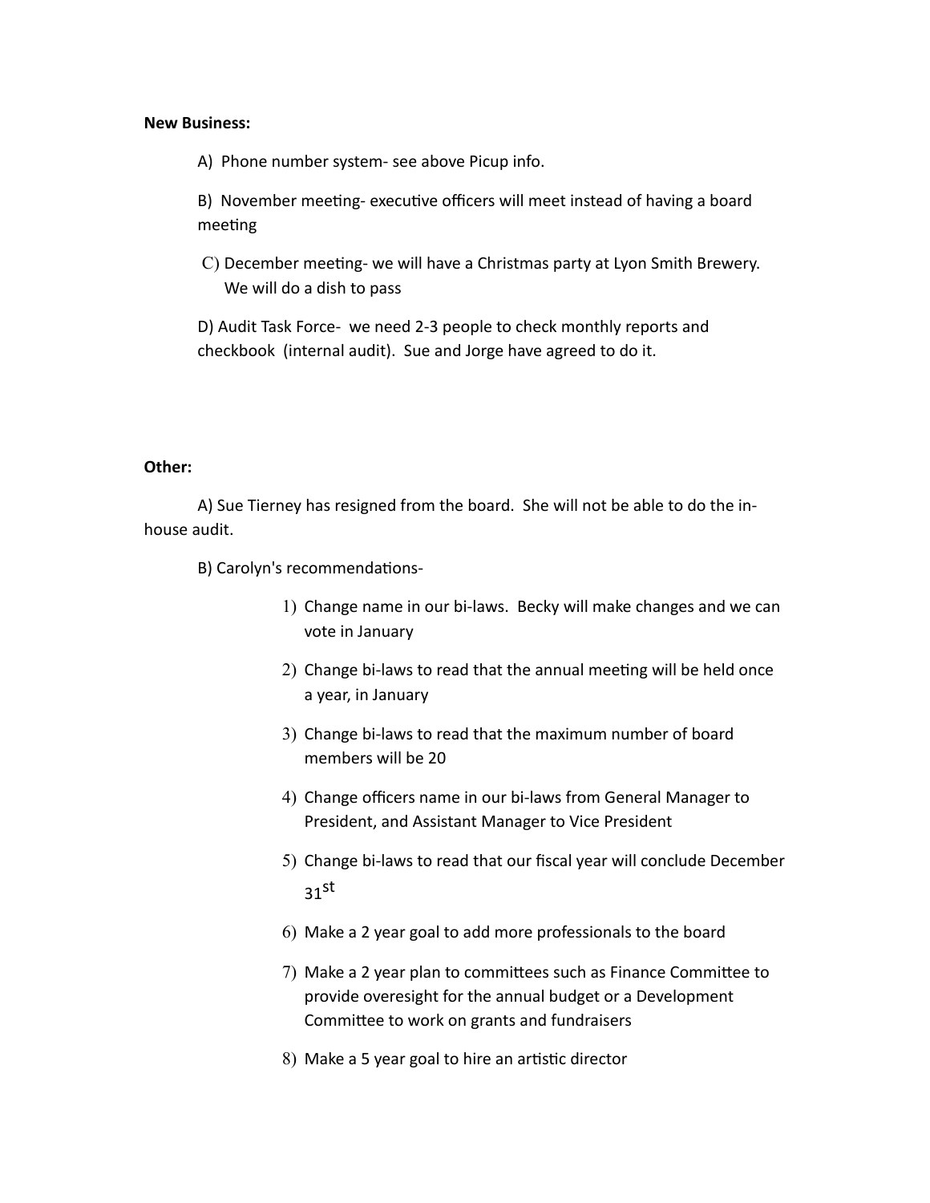**New Business:**

A) Phone number system- see above Picup info.

B) November meeting- executive officers will meet instead of having a board meeting

C) December meeting- we will have a Christmas party at Lyon Smith Brewery. We will do a dish to pass

D) Audit Task Force- we need 2-3 people to check monthly reports and checkbook (internal audit). Sue and Jorge have agreed to do it.

**Other:**

A) Sue Tierney has resigned from the board. She will not be able to do the in-house audit.

B) Carolyn's recommendations-

1) Change name in our bi-laws. Becky will make changes and we can vote in January
2) Change bi-laws to read that the annual meeting will be held once a year, in January
3) Change bi-laws to read that the maximum number of board members will be 20
4) Change officers name in our bi-laws from General Manager to President, and Assistant Manager to Vice President
5) Change bi-laws to read that our fiscal year will conclude December 31st
6) Make a 2 year goal to add more professionals to the board
7) Make a 2 year plan to committees such as Finance Committee to provide overesight for the annual budget or a Development Committee to work on grants and fundraisers
8) Make a 5 year goal to hire an artistic director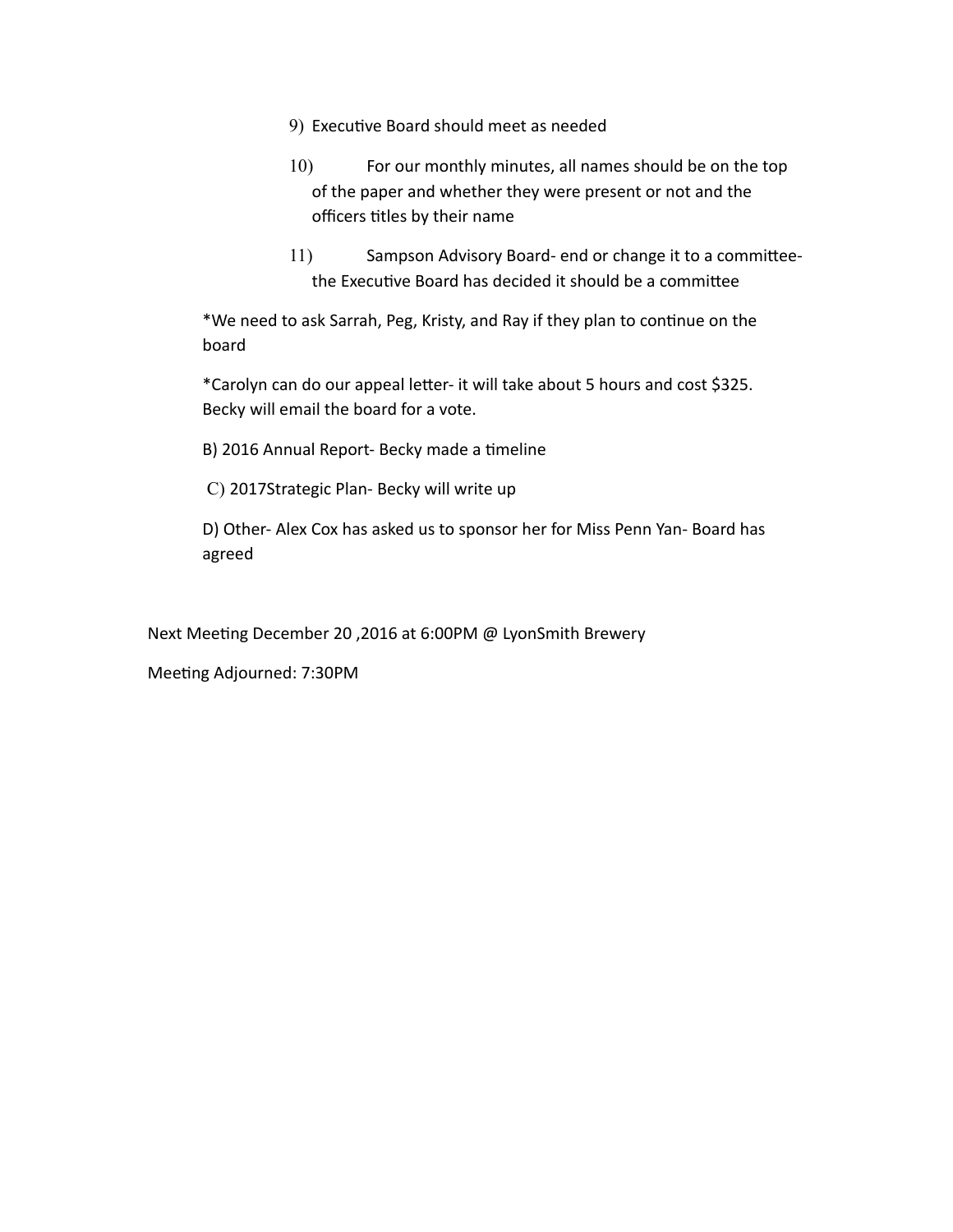9) Executive Board should meet as needed

10) For our monthly minutes, all names should be on the top of the paper and whether they were present or not and the officers titles by their name

11) Sampson Advisory Board- end or change it to a committee- the Executive Board has decided it should be a committee

*We need to ask Sarrah, Peg, Kristy, and Ray if they plan to continue on the board

*Carolyn can do our appeal letter- it will take about 5 hours and cost $325. Becky will email the board for a vote.

B) 2016 Annual Report- Becky made a timeline

C) 2017Strategic Plan- Becky will write up

D) Other- Alex Cox has asked us to sponsor her for Miss Penn Yan- Board has agreed

Next Meeting December 20 ,2016 at 6:00PM @ LyonSmith Brewery

Meeting Adjourned: 7:30PM